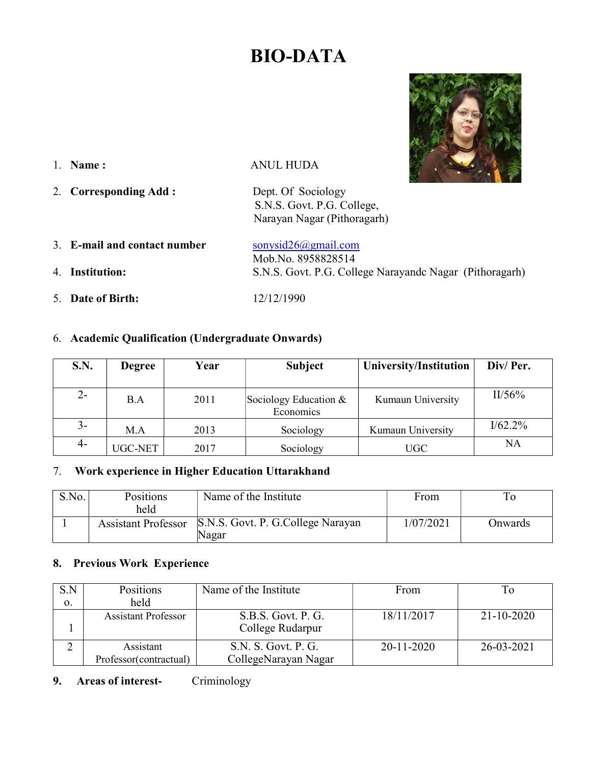# BIO-DATA

1. **Name :** ANUL HUDA

2. **Corresponding Add :** Dept. Of Sociology
   S.N.S. Govt. P.G. College,
   Narayan Nagar (Pithoragarh)

3. **E-mail and contact number** sonysid26@gmail.com
   Mob.No. 8958828514

4. **Institution:** S.N.S. Govt. P.G. College Narayandc Nagar (Pithoragarh)

5. **Date of Birth:** 12/12/1990

6. **Academic Qualification (Undergraduate Onwards)**

| S.N. | Degree | Year | Subject | University/Institution | Div/ Per. |
|---|---|---|---|---|---|
| 2- | B.A | 2011 | Sociology Education & Economics | Kumaun University | II/56% |
| 3- | M.A | 2013 | Sociology | Kumaun University | I/62.2% |
| 4- | UGC-NET | 2017 | Sociology | UGC | NA |

7. **Work experience in Higher Education Uttarakhand**

| S.No. | Positions held | Name of the Institute | From | To |
|---|---|---|---|---|
| 1 | Assistant Professor | S.N.S. Govt. P. G.College Narayan Nagar | 1/07/2021 | Onwards |

8. **Previous Work Experience**

| S.No. | Positions held | Name of the Institute | From | To |
|---|---|---|---|---|
| 1 | Assistant Professor | S.B.S. Govt. P. G. College Rudarpur | 18/11/2017 | 21-10-2020 |
| 2 | Assistant Professor(contractual) | S.N. S. Govt. P. G. CollegeNarayan Nagar | 20-11-2020 | 26-03-2021 |

9. **Areas of interest-** Criminology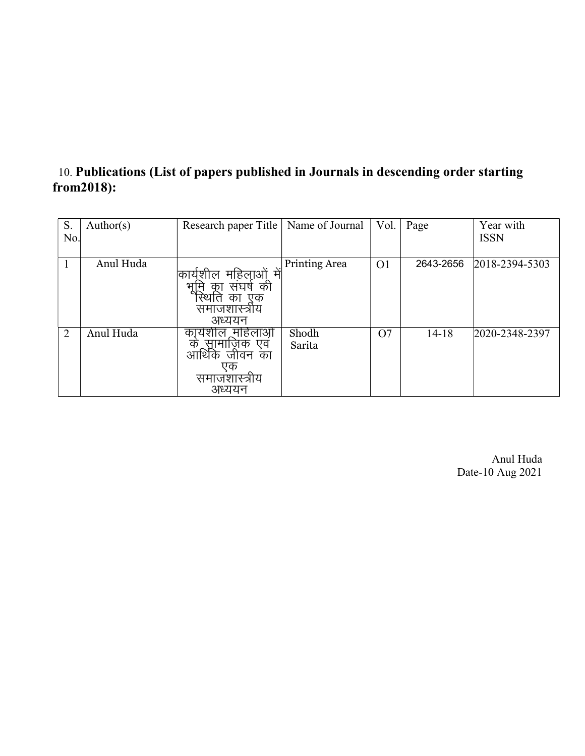10. **Publications (List of papers published in Journals in descending order starting from2018):**

| S. No. | Author(s) | Research paper Title | Name of Journal | Vol. | Page | Year with ISSN |
|---|---|---|---|---|---|---|
| 1 | Anul Huda | कार्यशील महिलाओं में भूमि का संघर्ष की स्थिति का एक समाजशास्त्रीय अध्ययन | Printing Area | O1 | 2643-2656 | 2018-2394-5303 |
| 2 | Anul Huda | कार्यशील महिलाओं के सामाजिक एवं आर्थिक जीवन का एक समाजशास्त्रीय अध्ययन | Shodh Sarita | O7 | 14-18 | 2020-2348-2397 |

Anul Huda
Date-10 Aug 2021